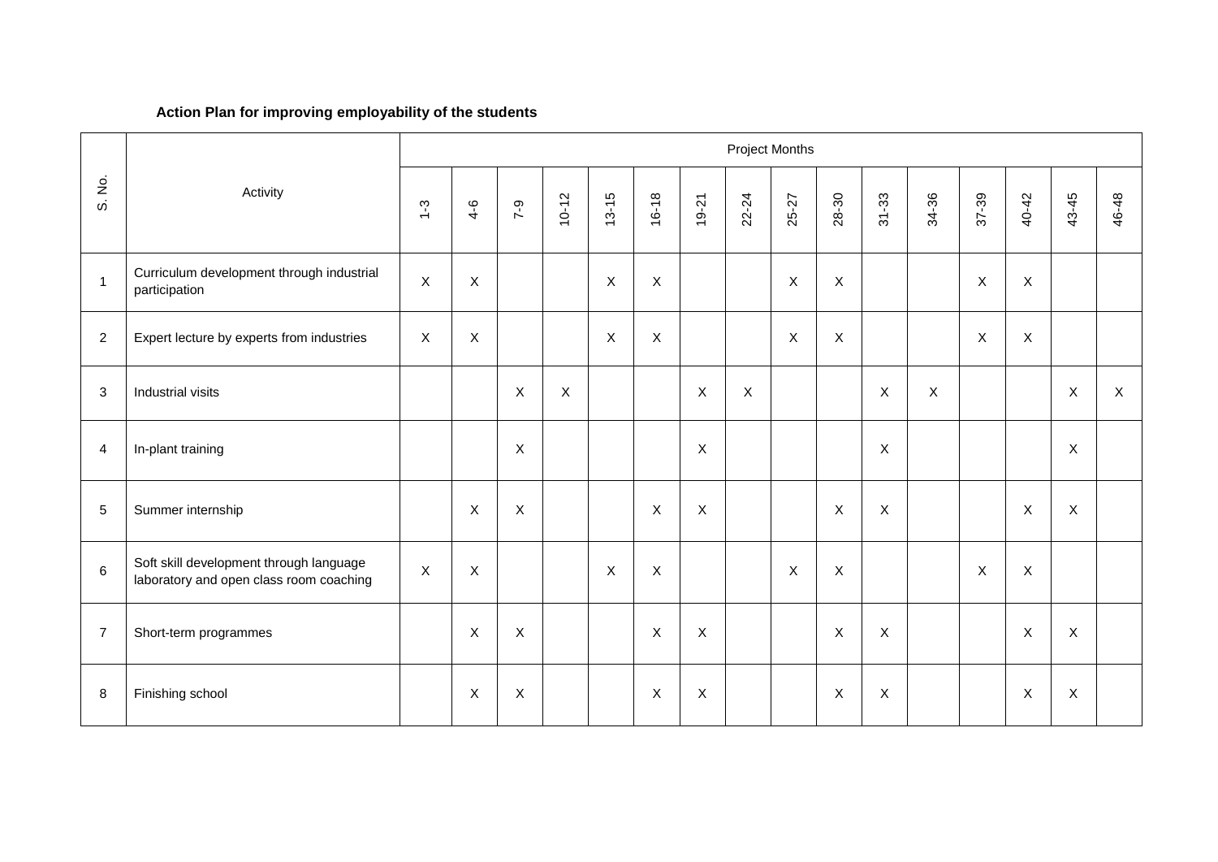**Action Plan for improving employability of the students**

| S. No. | Activity | Project Months | | | | | | | | | | | | | | | |
|---|---|---|---|---|---|---|---|---|---|---|---|---|---|---|---|---|---|
| | | 1-3 | 4-6 | 7-9 | 10-12 | 13-15 | 16-18 | 19-21 | 22-24 | 25-27 | 28-30 | 31-33 | 34-36 | 37-39 | 40-42 | 43-45 | 46-48 |
| 1 | Curriculum development through industrial participation | X | X | | | X | X | | | X | X | | | X | X | | |
| 2 | Expert lecture by experts from industries | X | X | | | X | X | | | X | X | | | X | X | | |
| 3 | Industrial visits | | | X | X | | | X | X | | | X | X | | | X | X |
| 4 | In-plant training | | | X | | | | X | | | | X | | | | X | |
| 5 | Summer internship | | X | X | | | X | X | | | X | X | | | X | X | |
| 6 | Soft skill development through language laboratory and open class room coaching | X | X | | | X | X | | | X | X | | | X | X | | |
| 7 | Short-term programmes | | X | X | | | X | X | | | X | X | | | X | X | |
| 8 | Finishing school | | X | X | | | X | X | | | X | X | | | X | X | |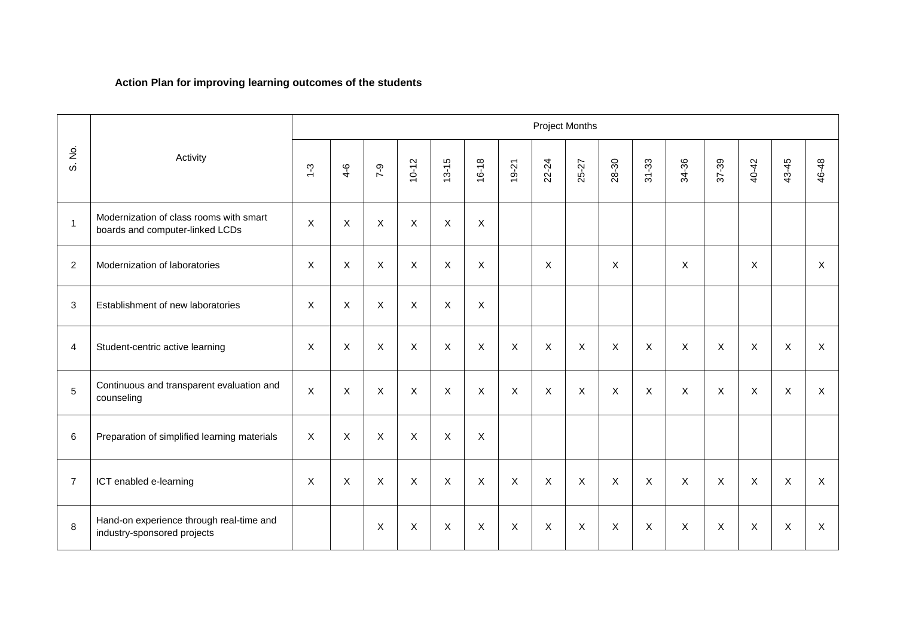**Action Plan for improving learning outcomes of the students**

| S. No. | Activity | Project Months | | | | | | | | | | | | | | | |
|---|---|---|---|---|---|---|---|---|---|---|---|---|---|---|---|---|---|
| | | 1-3 | 4-6 | 7-9 | 10-12 | 13-15 | 16-18 | 19-21 | 22-24 | 25-27 | 28-30 | 31-33 | 34-36 | 37-39 | 40-42 | 43-45 | 46-48 |
| 1 | Modernization of class rooms with smart boards and computer-linked LCDs | X | X | X | X | X | X | | | | | | | | | | |
| 2 | Modernization of laboratories | X | X | X | X | X | X | | X | | X | | X | | X | | X |
| 3 | Establishment of new laboratories | X | X | X | X | X | X | | | | | | | | | | |
| 4 | Student-centric active learning | X | X | X | X | X | X | X | X | X | X | X | X | X | X | X | X |
| 5 | Continuous and transparent evaluation and counseling | X | X | X | X | X | X | X | X | X | X | X | X | X | X | X | X |
| 6 | Preparation of simplified learning materials | X | X | X | X | X | X | | | | | | | | | | |
| 7 | ICT enabled e-learning | X | X | X | X | X | X | X | X | X | X | X | X | X | X | X | X |
| 8 | Hand-on experience through real-time and industry-sponsored projects | | | X | X | X | X | X | X | X | X | X | X | X | X | X | X |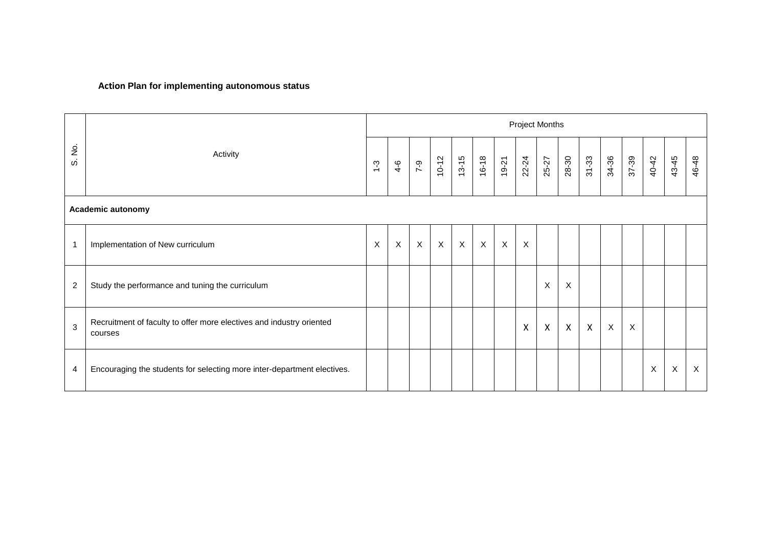**Action Plan for implementing autonomous status**

| S. No. | Activity | Project Months | | | | | | | | | | | | | | | |
|---|---|---|---|---|---|---|---|---|---|---|---|---|---|---|---|---|---|
| | | 1-3 | 4-6 | 7-9 | 10-12 | 13-15 | 16-18 | 19-21 | 22-24 | 25-27 | 28-30 | 31-33 | 34-36 | 37-39 | 40-42 | 43-45 | 46-48 |
| **Academic autonomy** | | | | | | | | | | | | | | | | | |
| 1 | Implementation of New curriculum | X | X | X | X | X | X | X | X | | | | | | | | |
| 2 | Study the performance and tuning the curriculum | | | | | | | | | X | X | | | | | | |
| 3 | Recruitment of faculty to offer more electives and industry oriented courses | | | | | | | | X | X | X | X | X | X | | | |
| 4 | Encouraging the students for selecting more inter-department electives. | | | | | | | | | | | | | | X | X | X |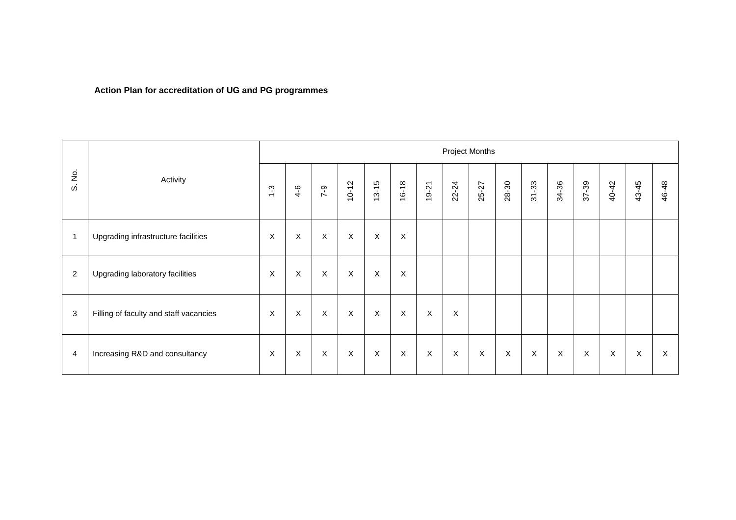**Action Plan for accreditation of UG and PG programmes**

| S. No. | Activity | Project Months | | | | | | | | | | | | | | | |
|---|---|---|---|---|---|---|---|---|---|---|---|---|---|---|---|---|---|
| | | 1-3 | 4-6 | 7-9 | 10-12 | 13-15 | 16-18 | 19-21 | 22-24 | 25-27 | 28-30 | 31-33 | 34-36 | 37-39 | 40-42 | 43-45 | 46-48 |
| 1 | Upgrading infrastructure facilities | X | X | X | X | X | X | | | | | | | | | | |
| 2 | Upgrading laboratory facilities | X | X | X | X | X | X | | | | | | | | | | |
| 3 | Filling of faculty and staff vacancies | X | X | X | X | X | X | X | X | | | | | | | | |
| 4 | Increasing R&D and consultancy | X | X | X | X | X | X | X | X | X | X | X | X | X | X | X | X |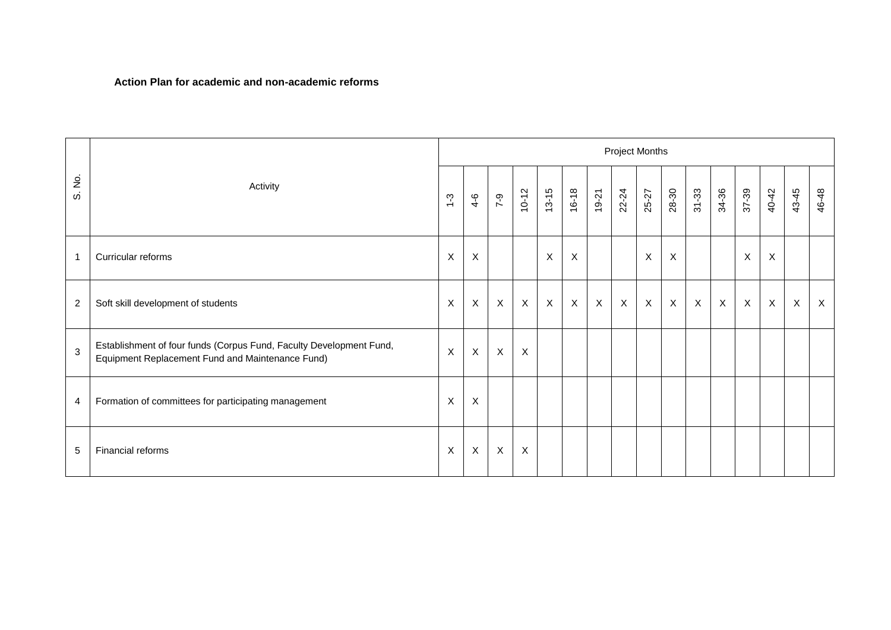**Action Plan for academic and non-academic reforms**

| S. No. | Activity | Project Months | | | | | | | | | | | | | | | |
|---|---|---|---|---|---|---|---|---|---|---|---|---|---|---|---|---|---|
| | | 1-3 | 4-6 | 7-9 | 10-12 | 13-15 | 16-18 | 19-21 | 22-24 | 25-27 | 28-30 | 31-33 | 34-36 | 37-39 | 40-42 | 43-45 | 46-48 |
| 1 | Curricular reforms | X | X | | | X | X | | | X | X | | | X | X | | |
| 2 | Soft skill development of students | X | X | X | X | X | X | X | X | X | X | X | X | X | X | X | X |
| 3 | Establishment of four funds (Corpus Fund, Faculty Development Fund, Equipment Replacement Fund and Maintenance Fund) | X | X | X | X | | | | | | | | | | | | |
| 4 | Formation of committees for participating management | X | X | | | | | | | | | | | | | | |
| 5 | Financial reforms | X | X | X | X | | | | | | | | | | | | |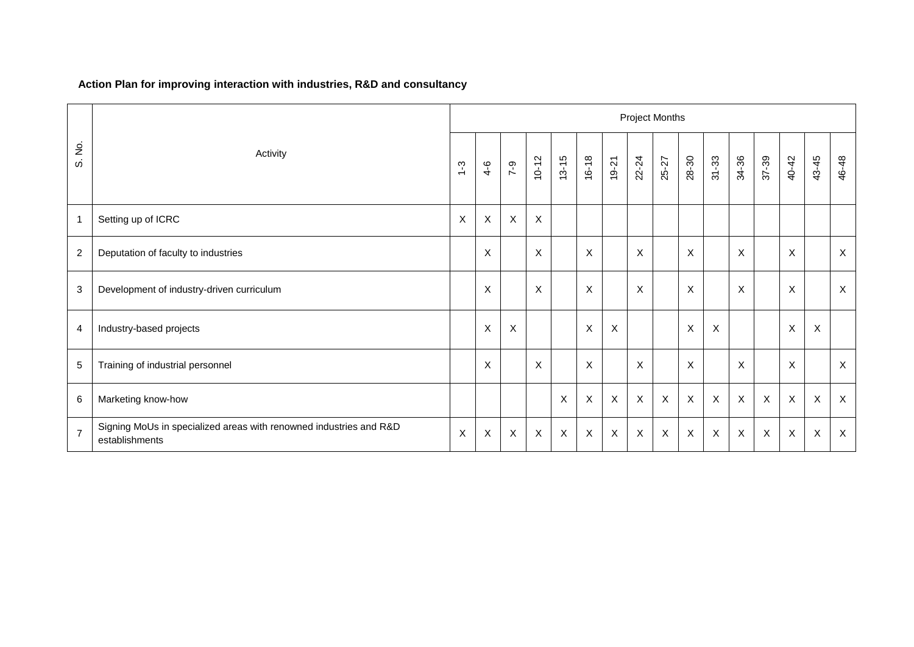**Action Plan for improving interaction with industries, R&D and consultancy**

| S. No. | Activity | Project Months | | | | | | | | | | | | | | | |
|---|---|---|---|---|---|---|---|---|---|---|---|---|---|---|---|---|---|
| | | 1-3 | 4-6 | 7-9 | 10-12 | 13-15 | 16-18 | 19-21 | 22-24 | 25-27 | 28-30 | 31-33 | 34-36 | 37-39 | 40-42 | 43-45 | 46-48 |
| 1 | Setting up of ICRC | X | X | X | X | | | | | | | | | | | | |
| 2 | Deputation of faculty to industries | | X | | X | | X | | X | | X | | X | | X | | X |
| 3 | Development of industry-driven curriculum | | X | | X | | X | | X | | X | | X | | X | | X |
| 4 | Industry-based projects | | X | X | | | X | X | | | X | X | | | X | X | |
| 5 | Training of industrial personnel | | X | | X | | X | | X | | X | | X | | X | | X |
| 6 | Marketing know-how | | | | | X | X | X | X | X | X | X | X | X | X | X | X |
| 7 | Signing MoUs in specialized areas with renowned industries and R&D establishments | X | X | X | X | X | X | X | X | X | X | X | X | X | X | X | X |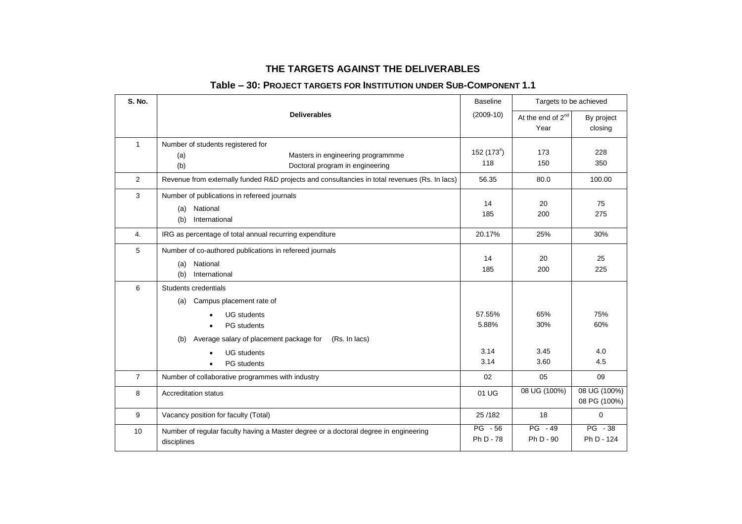## THE TARGETS AGAINST THE DELIVERABLES

### Table – 30: PROJECT TARGETS FOR INSTITUTION UNDER SUB-COMPONENT 1.1

| S. No. | Deliverables | Baseline (2009-10) | Targets to be achieved | |
|---|---|---|---|---|
| | | | At the end of 2nd Year | By project closing |
| 1 | Number of students registered for<br>(a) Masters in engineering programmme<br>(b) Doctoral program in engineering | <br>152 (173#)<br>118 | <br>173<br>150 | <br>228<br>350 |
| 2 | Revenue from externally funded R&D projects and consultancies in total revenues (Rs. In lacs) | 56.35 | 80.0 | 100.00 |
| 3 | Number of publications in refereed journals<br>(a) National<br>(b) International | <br>14<br>185 | <br>20<br>200 | <br>75<br>275 |
| 4. | IRG as percentage of total annual recurring expenditure | 20.17% | 25% | 30% |
| 5 | Number of co-authored publications in refereed journals<br>(a) National<br>(b) International | <br>14<br>185 | <br>20<br>200 | <br>25<br>225 |
| 6 | Students credentials<br>(a) Campus placement rate of<br>• UG students<br>• PG students<br>(b) Average salary of placement package for (Rs. In lacs)<br>• UG students<br>• PG students | <br><br>57.55%<br>5.88%<br><br>3.14<br>3.14 | <br><br>65%<br>30%<br><br>3.45<br>3.60 | <br><br>75%<br>60%<br><br>4.0<br>4.5 |
| 7 | Number of collaborative programmes with industry | 02 | 05 | 09 |
| 8 | Accreditation status | 01 UG | 08 UG (100%) | 08 UG (100%)<br>08 PG (100%) |
| 9 | Vacancy position for faculty (Total) | 25 /182 | 18 | 0 |
| 10 | Number of regular faculty having a Master degree or a doctoral degree in engineering disciplines | PG - 56<br>Ph D - 78 | PG - 49<br>Ph D - 90 | PG - 38<br>Ph D - 124 |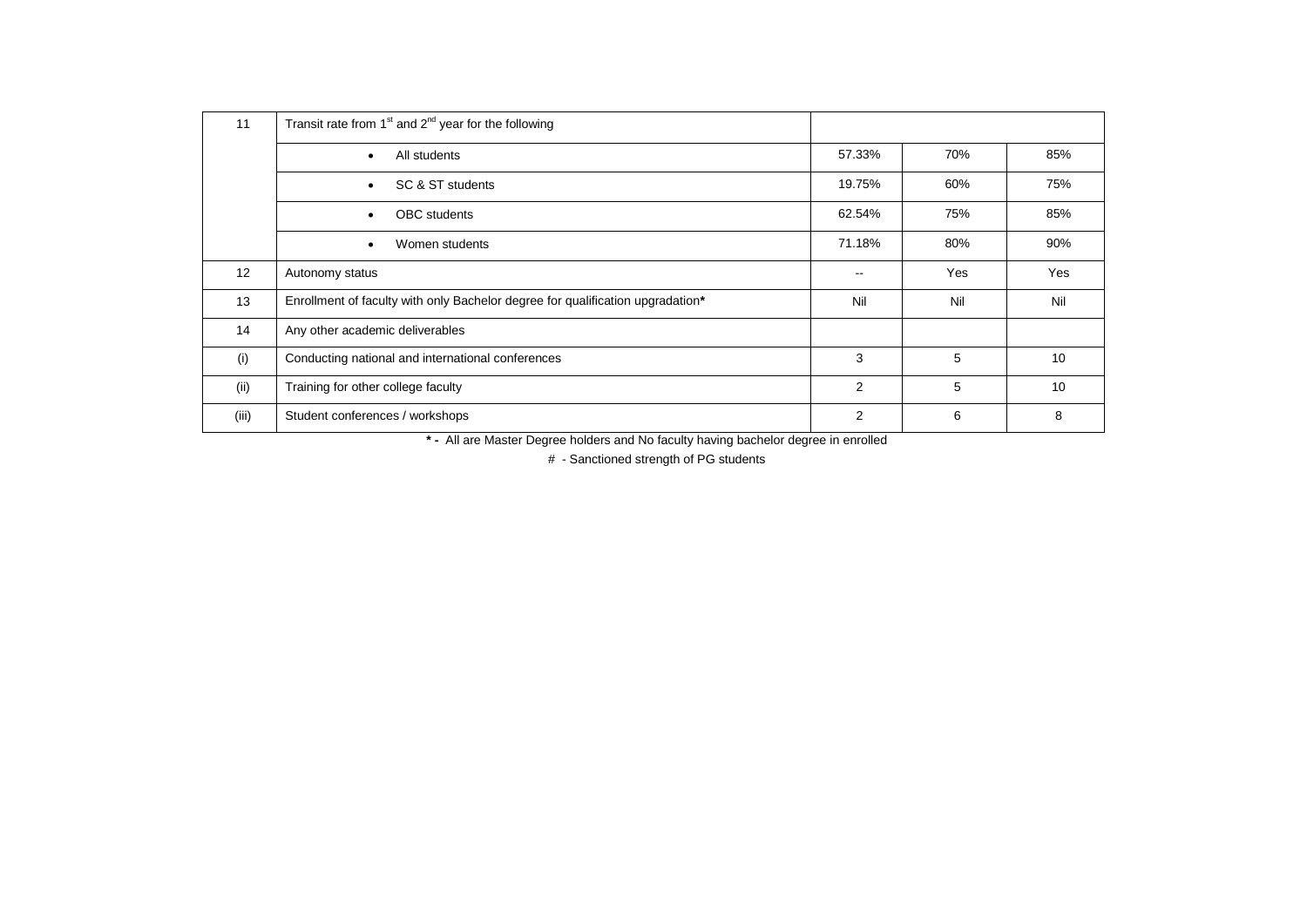| | | | | |
|---|---|---|---|---|
| 11 | Transit rate from 1st and 2nd year for the following | | | |
| | • All students | 57.33% | 70% | 85% |
| | • SC & ST students | 19.75% | 60% | 75% |
| | • OBC students | 62.54% | 75% | 85% |
| | • Women students | 71.18% | 80% | 90% |
| 12 | Autonomy status | -- | Yes | Yes |
| 13 | Enrollment of faculty with only Bachelor degree for qualification upgradation* | Nil | Nil | Nil |
| 14 | Any other academic deliverables | | | |
| (i) | Conducting national and international conferences | 3 | 5 | 10 |
| (ii) | Training for other college faculty | 2 | 5 | 10 |
| (iii) | Student conferences / workshops | 2 | 6 | 8 |

**\* -** All are Master Degree holders and No faculty having bachelor degree in enrolled

\# - Sanctioned strength of PG students